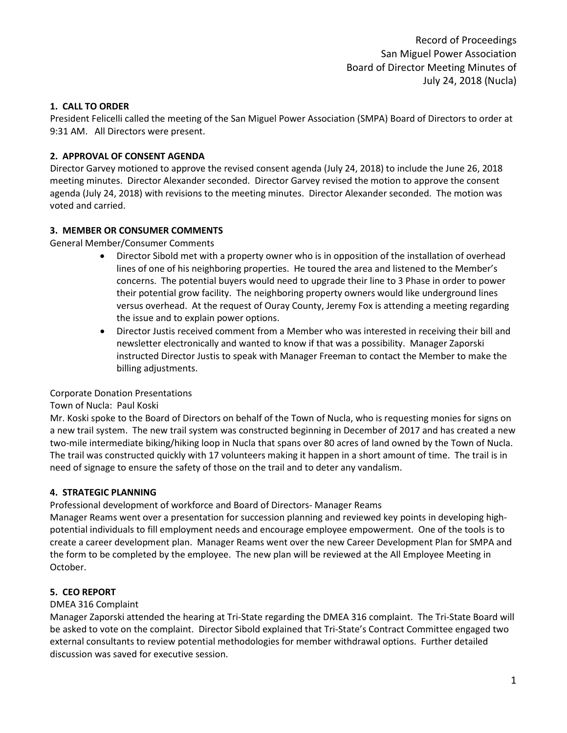Record of Proceedings
San Miguel Power Association
Board of Director Meeting Minutes of
July 24, 2018 (Nucla)

**1. CALL TO ORDER**

President Felicelli called the meeting of the San Miguel Power Association (SMPA) Board of Directors to order at 9:31 AM. All Directors were present.

**2. APPROVAL OF CONSENT AGENDA**

Director Garvey motioned to approve the revised consent agenda (July 24, 2018) to include the June 26, 2018 meeting minutes. Director Alexander seconded. Director Garvey revised the motion to approve the consent agenda (July 24, 2018) with revisions to the meeting minutes. Director Alexander seconded. The motion was voted and carried.

**3. MEMBER OR CONSUMER COMMENTS**

General Member/Consumer Comments

- Director Sibold met with a property owner who is in opposition of the installation of overhead lines of one of his neighboring properties. He toured the area and listened to the Member's concerns. The potential buyers would need to upgrade their line to 3 Phase in order to power their potential grow facility. The neighboring property owners would like underground lines versus overhead. At the request of Ouray County, Jeremy Fox is attending a meeting regarding the issue and to explain power options.
- Director Justis received comment from a Member who was interested in receiving their bill and newsletter electronically and wanted to know if that was a possibility. Manager Zaporski instructed Director Justis to speak with Manager Freeman to contact the Member to make the billing adjustments.

Corporate Donation Presentations

Town of Nucla: Paul Koski

Mr. Koski spoke to the Board of Directors on behalf of the Town of Nucla, who is requesting monies for signs on a new trail system. The new trail system was constructed beginning in December of 2017 and has created a new two-mile intermediate biking/hiking loop in Nucla that spans over 80 acres of land owned by the Town of Nucla. The trail was constructed quickly with 17 volunteers making it happen in a short amount of time. The trail is in need of signage to ensure the safety of those on the trail and to deter any vandalism.

**4. STRATEGIC PLANNING**

Professional development of workforce and Board of Directors- Manager Reams

Manager Reams went over a presentation for succession planning and reviewed key points in developing high-potential individuals to fill employment needs and encourage employee empowerment. One of the tools is to create a career development plan. Manager Reams went over the new Career Development Plan for SMPA and the form to be completed by the employee. The new plan will be reviewed at the All Employee Meeting in October.

**5. CEO REPORT**

DMEA 316 Complaint

Manager Zaporski attended the hearing at Tri-State regarding the DMEA 316 complaint. The Tri-State Board will be asked to vote on the complaint. Director Sibold explained that Tri-State's Contract Committee engaged two external consultants to review potential methodologies for member withdrawal options. Further detailed discussion was saved for executive session.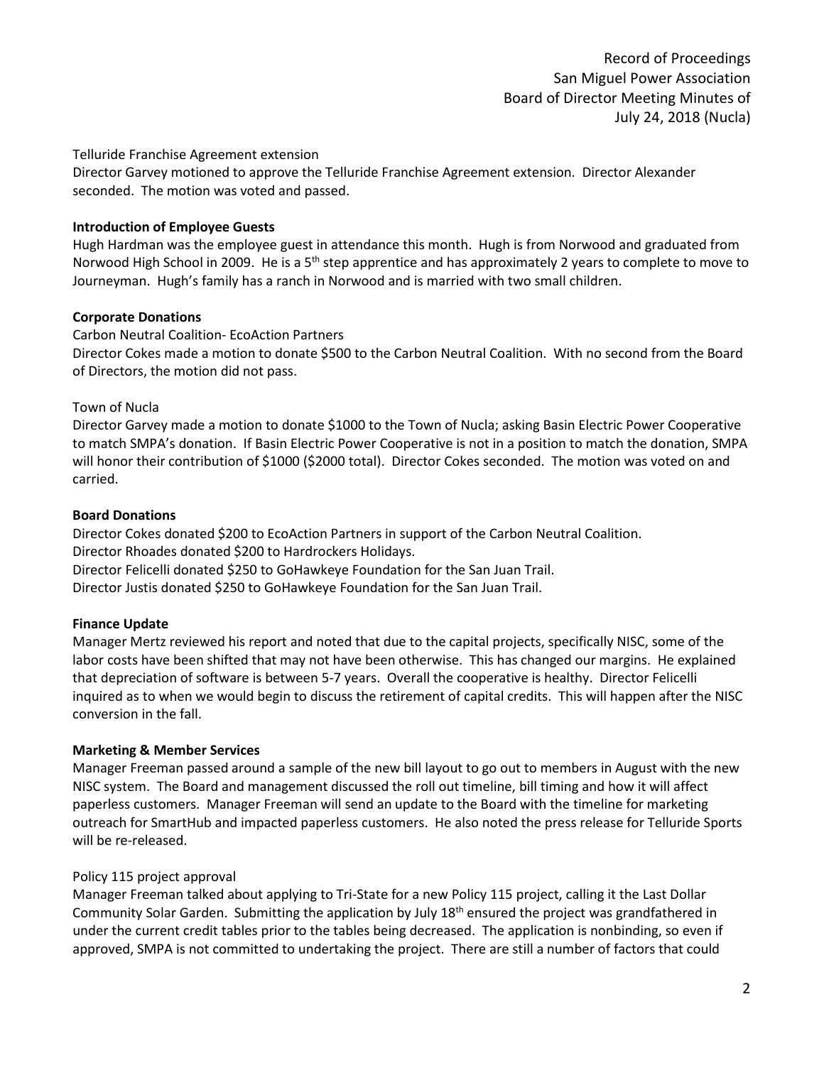Telluride Franchise Agreement extension

Director Garvey motioned to approve the Telluride Franchise Agreement extension. Director Alexander seconded. The motion was voted and passed.

**Introduction of Employee Guests**

Hugh Hardman was the employee guest in attendance this month. Hugh is from Norwood and graduated from Norwood High School in 2009. He is a 5th step apprentice and has approximately 2 years to complete to move to Journeyman. Hugh's family has a ranch in Norwood and is married with two small children.

**Corporate Donations**

Carbon Neutral Coalition- EcoAction Partners

Director Cokes made a motion to donate $500 to the Carbon Neutral Coalition. With no second from the Board of Directors, the motion did not pass.

Town of Nucla

Director Garvey made a motion to donate $1000 to the Town of Nucla; asking Basin Electric Power Cooperative to match SMPA's donation. If Basin Electric Power Cooperative is not in a position to match the donation, SMPA will honor their contribution of $1000 ($2000 total). Director Cokes seconded. The motion was voted on and carried.

**Board Donations**

Director Cokes donated $200 to EcoAction Partners in support of the Carbon Neutral Coalition.
Director Rhoades donated $200 to Hardrockers Holidays.
Director Felicelli donated $250 to GoHawkeye Foundation for the San Juan Trail.
Director Justis donated $250 to GoHawkeye Foundation for the San Juan Trail.

**Finance Update**

Manager Mertz reviewed his report and noted that due to the capital projects, specifically NISC, some of the labor costs have been shifted that may not have been otherwise. This has changed our margins. He explained that depreciation of software is between 5-7 years. Overall the cooperative is healthy. Director Felicelli inquired as to when we would begin to discuss the retirement of capital credits. This will happen after the NISC conversion in the fall.

**Marketing & Member Services**

Manager Freeman passed around a sample of the new bill layout to go out to members in August with the new NISC system. The Board and management discussed the roll out timeline, bill timing and how it will affect paperless customers. Manager Freeman will send an update to the Board with the timeline for marketing outreach for SmartHub and impacted paperless customers. He also noted the press release for Telluride Sports will be re-released.

Policy 115 project approval

Manager Freeman talked about applying to Tri-State for a new Policy 115 project, calling it the Last Dollar Community Solar Garden. Submitting the application by July 18th ensured the project was grandfathered in under the current credit tables prior to the tables being decreased. The application is nonbinding, so even if approved, SMPA is not committed to undertaking the project. There are still a number of factors that could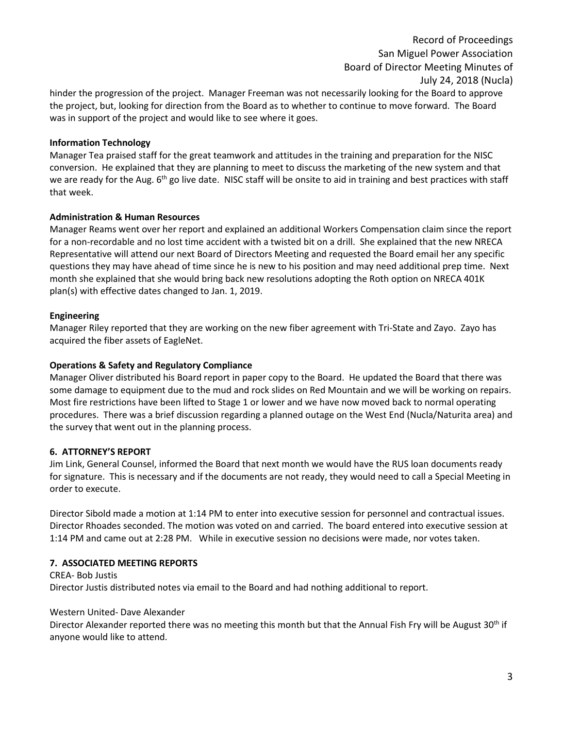hinder the progression of the project. Manager Freeman was not necessarily looking for the Board to approve the project, but, looking for direction from the Board as to whether to continue to move forward. The Board was in support of the project and would like to see where it goes.

**Information Technology**

Manager Tea praised staff for the great teamwork and attitudes in the training and preparation for the NISC conversion. He explained that they are planning to meet to discuss the marketing of the new system and that we are ready for the Aug. 6th go live date. NISC staff will be onsite to aid in training and best practices with staff that week.

**Administration & Human Resources**

Manager Reams went over her report and explained an additional Workers Compensation claim since the report for a non-recordable and no lost time accident with a twisted bit on a drill. She explained that the new NRECA Representative will attend our next Board of Directors Meeting and requested the Board email her any specific questions they may have ahead of time since he is new to his position and may need additional prep time. Next month she explained that she would bring back new resolutions adopting the Roth option on NRECA 401K plan(s) with effective dates changed to Jan. 1, 2019.

**Engineering**

Manager Riley reported that they are working on the new fiber agreement with Tri-State and Zayo. Zayo has acquired the fiber assets of EagleNet.

**Operations & Safety and Regulatory Compliance**

Manager Oliver distributed his Board report in paper copy to the Board. He updated the Board that there was some damage to equipment due to the mud and rock slides on Red Mountain and we will be working on repairs. Most fire restrictions have been lifted to Stage 1 or lower and we have now moved back to normal operating procedures. There was a brief discussion regarding a planned outage on the West End (Nucla/Naturita area) and the survey that went out in the planning process.

## 6. ATTORNEY'S REPORT

Jim Link, General Counsel, informed the Board that next month we would have the RUS loan documents ready for signature. This is necessary and if the documents are not ready, they would need to call a Special Meeting in order to execute.

Director Sibold made a motion at 1:14 PM to enter into executive session for personnel and contractual issues. Director Rhoades seconded. The motion was voted on and carried. The board entered into executive session at 1:14 PM and came out at 2:28 PM. While in executive session no decisions were made, nor votes taken.

## 7. ASSOCIATED MEETING REPORTS

CREA- Bob Justis

Director Justis distributed notes via email to the Board and had nothing additional to report.

Western United- Dave Alexander

Director Alexander reported there was no meeting this month but that the Annual Fish Fry will be August 30th if anyone would like to attend.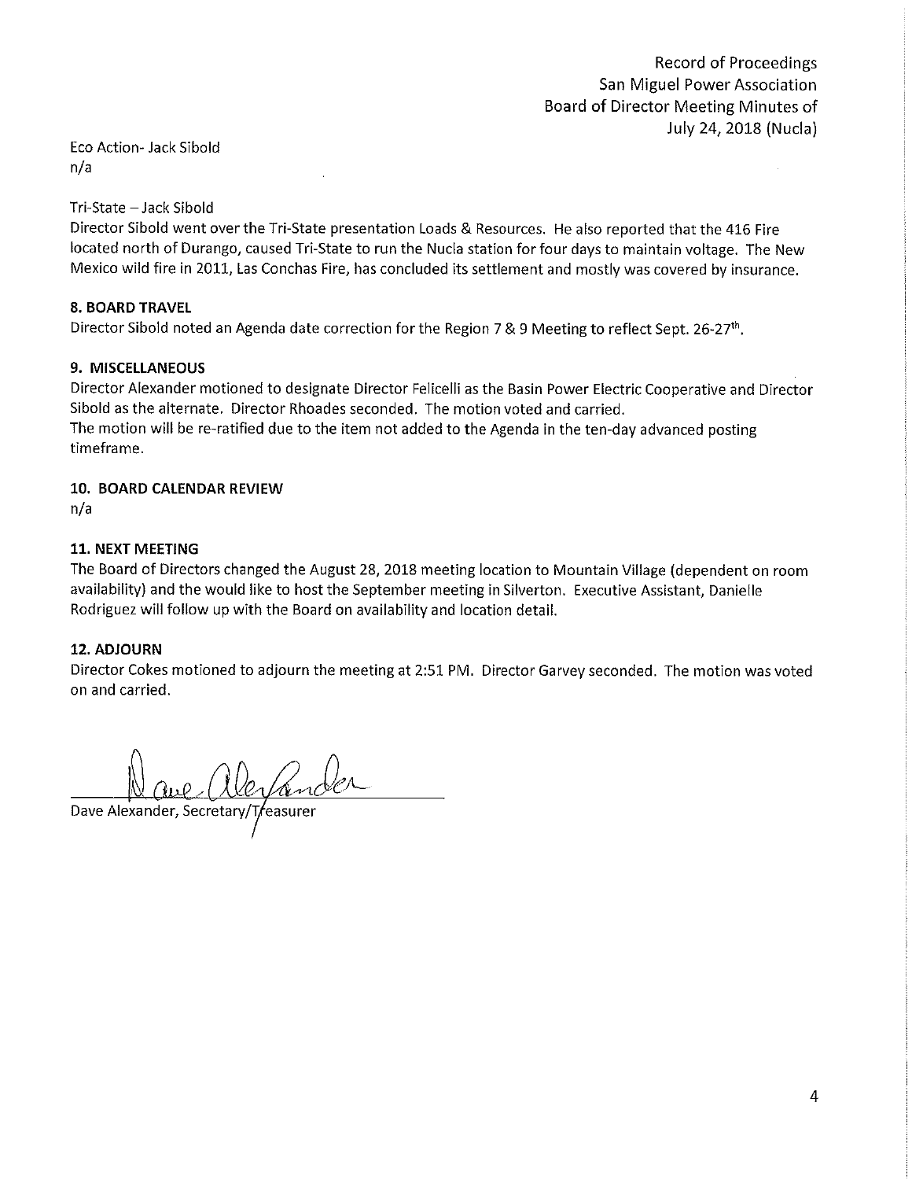Eco Action- Jack Sibold
n/a

Tri-State – Jack Sibold
Director Sibold went over the Tri-State presentation Loads & Resources. He also reported that the 416 Fire located north of Durango, caused Tri-State to run the Nucla station for four days to maintain voltage. The New Mexico wild fire in 2011, Las Conchas Fire, has concluded its settlement and mostly was covered by insurance.

### 8. BOARD TRAVEL

Director Sibold noted an Agenda date correction for the Region 7 & 9 Meeting to reflect Sept. 26-27th.

### 9. MISCELLANEOUS

Director Alexander motioned to designate Director Felicelli as the Basin Power Electric Cooperative and Director Sibold as the alternate. Director Rhoades seconded. The motion voted and carried.
The motion will be re-ratified due to the item not added to the Agenda in the ten-day advanced posting timeframe.

### 10. BOARD CALENDAR REVIEW

n/a

### 11. NEXT MEETING

The Board of Directors changed the August 28, 2018 meeting location to Mountain Village (dependent on room availability) and the would like to host the September meeting in Silverton. Executive Assistant, Danielle Rodriguez will follow up with the Board on availability and location detail.

### 12. ADJOURN

Director Cokes motioned to adjourn the meeting at 2:51 PM. Director Garvey seconded. The motion was voted on and carried.

Dave Alexander, Secretary/Treasurer